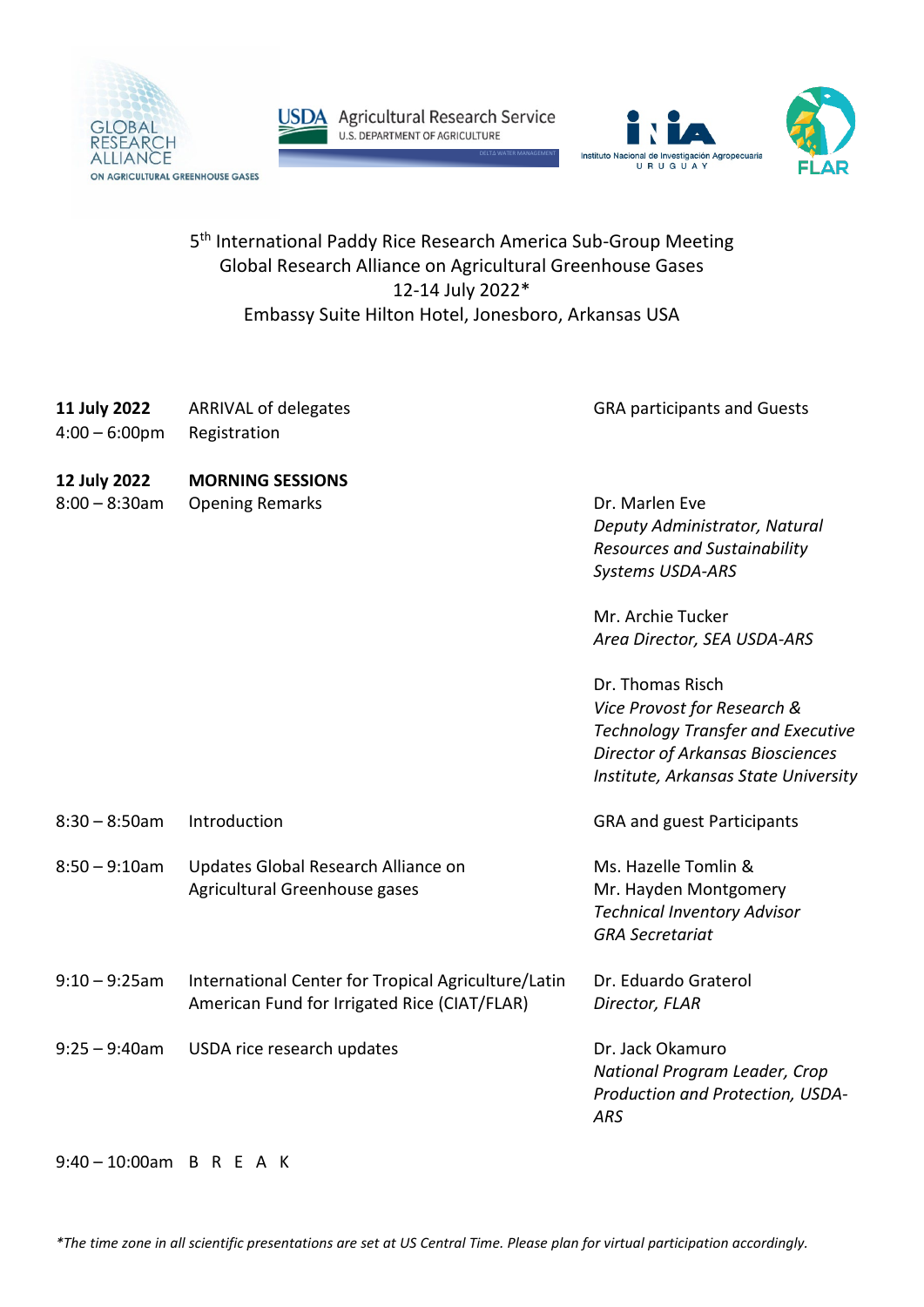5th International Paddy Rice Research America Sub-Group Meeting
Global Research Alliance on Agricultural Greenhouse Gases
12-14 July 2022*
Embassy Suite Hilton Hotel, Jonesboro, Arkansas USA

| | | |
|---|---|---|
| **11 July 2022** | ARRIVAL of delegates | GRA participants and Guests |
| 4:00 – 6:00pm | Registration | |
| **12 July 2022** | **MORNING SESSIONS** | |
| 8:00 – 8:30am | Opening Remarks | Dr. Marlen Eve<br>*Deputy Administrator, Natural Resources and Sustainability Systems USDA-ARS*<br><br>Mr. Archie Tucker<br>*Area Director, SEA USDA-ARS*<br><br>Dr. Thomas Risch<br>*Vice Provost for Research & Technology Transfer and Executive Director of Arkansas Biosciences Institute, Arkansas State University* |
| 8:30 – 8:50am | Introduction | GRA and guest Participants |
| 8:50 – 9:10am | Updates Global Research Alliance on Agricultural Greenhouse gases | Ms. Hazelle Tomlin &<br>Mr. Hayden Montgomery<br>*Technical Inventory Advisor GRA Secretariat* |
| 9:10 – 9:25am | International Center for Tropical Agriculture/Latin American Fund for Irrigated Rice (CIAT/FLAR) | Dr. Eduardo Graterol<br>*Director, FLAR* |
| 9:25 – 9:40am | USDA rice research updates | Dr. Jack Okamuro<br>*National Program Leader, Crop Production and Protection, USDA-ARS* |
| 9:40 – 10:00am | B R E A K | |

*The time zone in all scientific presentations are set at US Central Time. Please plan for virtual participation accordingly.*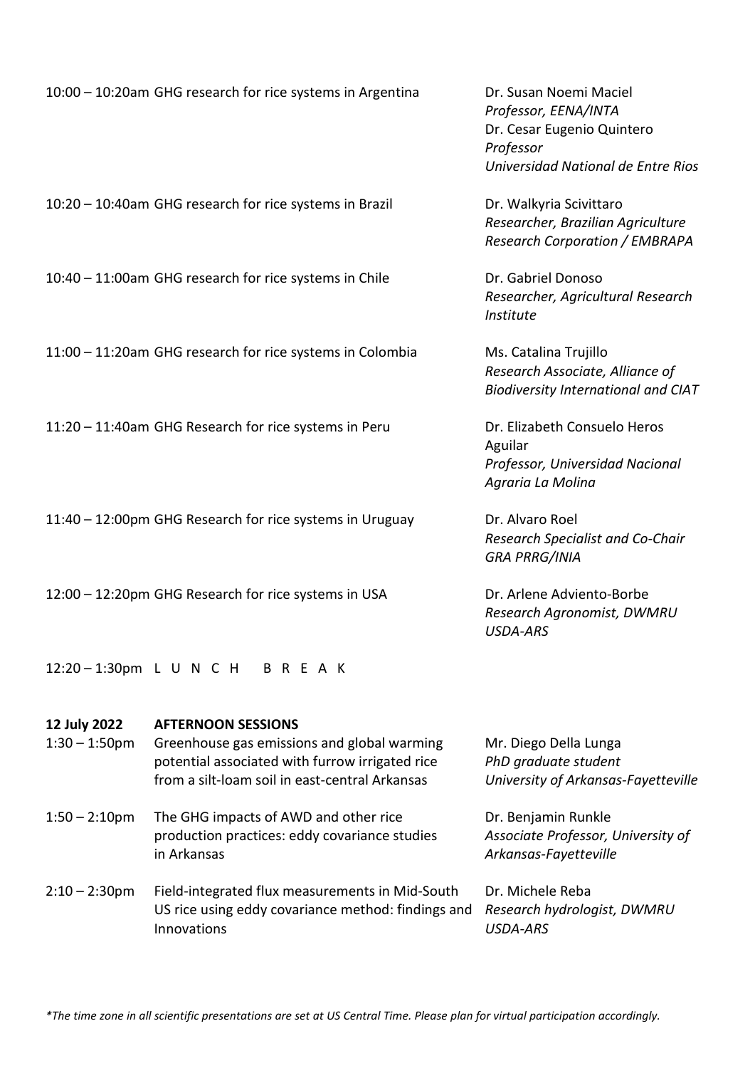| | | |
|---|---|---|
| 10:00 – 10:20am | GHG research for rice systems in Argentina | Dr. Susan Noemi Maciel<br>*Professor, EENA/INTA*<br>Dr. Cesar Eugenio Quintero<br>*Professor*<br>*Universidad National de Entre Rios* |
| 10:20 – 10:40am | GHG research for rice systems in Brazil | Dr. Walkyria Scivittaro<br>*Researcher, Brazilian Agriculture Research Corporation / EMBRAPA* |
| 10:40 – 11:00am | GHG research for rice systems in Chile | Dr. Gabriel Donoso<br>*Researcher, Agricultural Research Institute* |
| 11:00 – 11:20am | GHG research for rice systems in Colombia | Ms. Catalina Trujillo<br>*Research Associate, Alliance of Biodiversity International and CIAT* |
| 11:20 – 11:40am | GHG Research for rice systems in Peru | Dr. Elizabeth Consuelo Heros Aguilar<br>*Professor, Universidad Nacional Agraria La Molina* |
| 11:40 – 12:00pm | GHG Research for rice systems in Uruguay | Dr. Alvaro Roel<br>*Research Specialist and Co-Chair GRA PRRG/INIA* |
| 12:00 – 12:20pm | GHG Research for rice systems in USA | Dr. Arlene Adviento-Borbe<br>*Research Agronomist, DWMRU USDA-ARS* |
| 12:20 – 1:30pm | L U N C H  B R E A K | |

| **12 July 2022** | **AFTERNOON SESSIONS** | |
|---|---|---|
| 1:30 – 1:50pm | Greenhouse gas emissions and global warming potential associated with furrow irrigated rice from a silt-loam soil in east-central Arkansas | Mr. Diego Della Lunga<br>*PhD graduate student*<br>*University of Arkansas-Fayetteville* |
| 1:50 – 2:10pm | The GHG impacts of AWD and other rice production practices: eddy covariance studies in Arkansas | Dr. Benjamin Runkle<br>*Associate Professor, University of Arkansas-Fayetteville* |
| 2:10 – 2:30pm | Field-integrated flux measurements in Mid-South US rice using eddy covariance method: findings and Innovations | Dr. Michele Reba<br>*Research hydrologist, DWMRU USDA-ARS* |

*\*The time zone in all scientific presentations are set at US Central Time. Please plan for virtual participation accordingly.*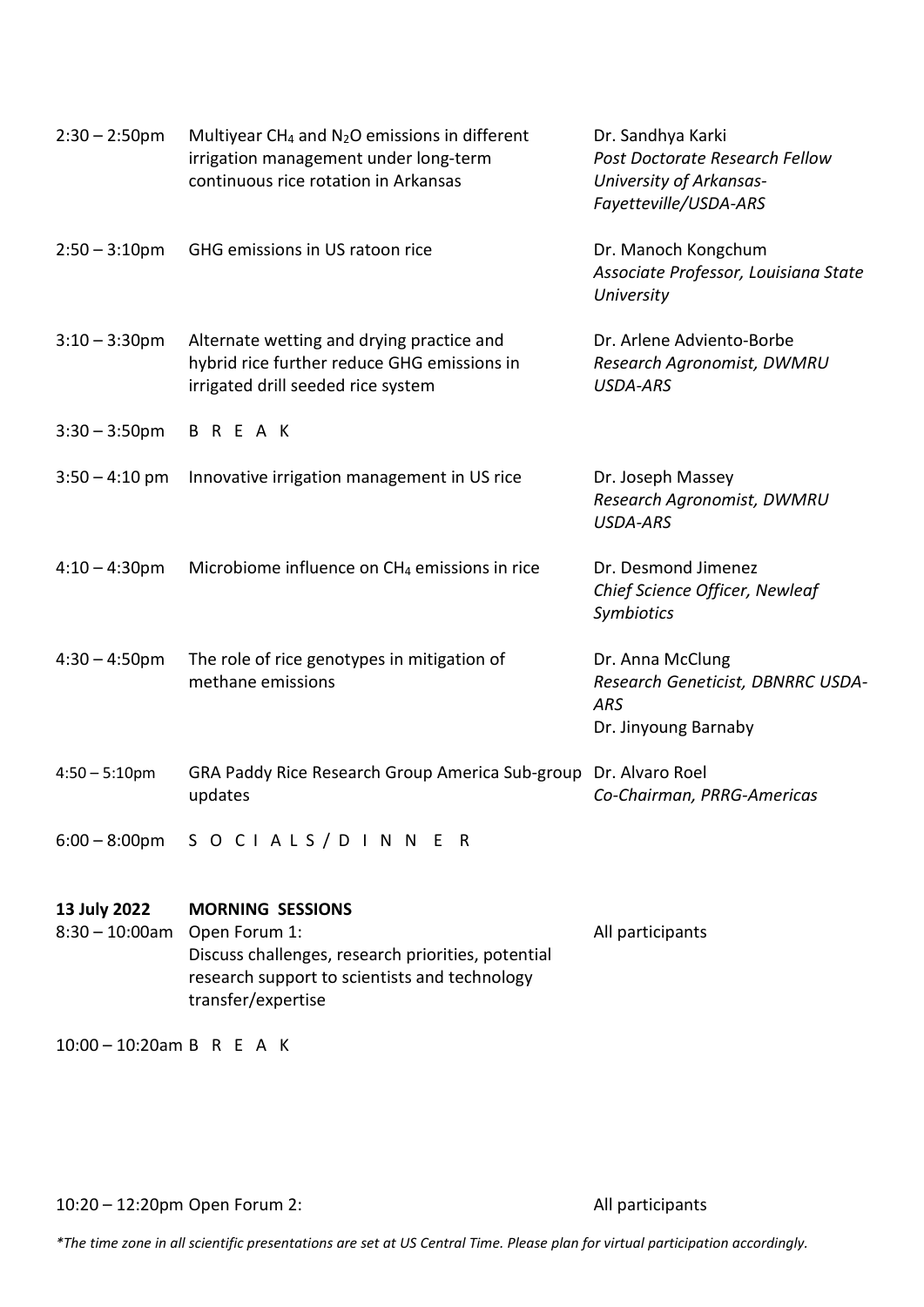| | | |
|---|---|---|
| 2:30 – 2:50pm | Multiyear $CH_4$ and $N_2O$ emissions in different irrigation management under long-term continuous rice rotation in Arkansas | Dr. Sandhya Karki<br>*Post Doctorate Research Fellow University of Arkansas-Fayetteville/USDA-ARS* |
| 2:50 – 3:10pm | GHG emissions in US ratoon rice | Dr. Manoch Kongchum<br>*Associate Professor, Louisiana State University* |
| 3:10 – 3:30pm | Alternate wetting and drying practice and hybrid rice further reduce GHG emissions in irrigated drill seeded rice system | Dr. Arlene Adviento-Borbe<br>*Research Agronomist, DWMRU USDA-ARS* |
| 3:30 – 3:50pm | B R E A K | |
| 3:50 – 4:10 pm | Innovative irrigation management in US rice | Dr. Joseph Massey<br>*Research Agronomist, DWMRU USDA-ARS* |
| 4:10 – 4:30pm | Microbiome influence on $CH_4$ emissions in rice | Dr. Desmond Jimenez<br>*Chief Science Officer, Newleaf Symbiotics* |
| 4:30 – 4:50pm | The role of rice genotypes in mitigation of methane emissions | Dr. Anna McClung<br>*Research Geneticist, DBNRRC USDA-ARS*<br>Dr. Jinyoung Barnaby |
| 4:50 – 5:10pm | GRA Paddy Rice Research Group America Sub-group updates | Dr. Alvaro Roel<br>*Co-Chairman, PRRG-Americas* |
| 6:00 – 8:00pm | S O C I A L S / D I N N E R | |

| | | |
|---|---|---|
| **13 July 2022** | **MORNING SESSIONS** | |
| 8:30 – 10:00am | Open Forum 1:<br>Discuss challenges, research priorities, potential research support to scientists and technology transfer/expertise | All participants |
| 10:00 – 10:20am | B R E A K | |
| 10:20 – 12:20pm | Open Forum 2: | All participants |

*\*The time zone in all scientific presentations are set at US Central Time. Please plan for virtual participation accordingly.*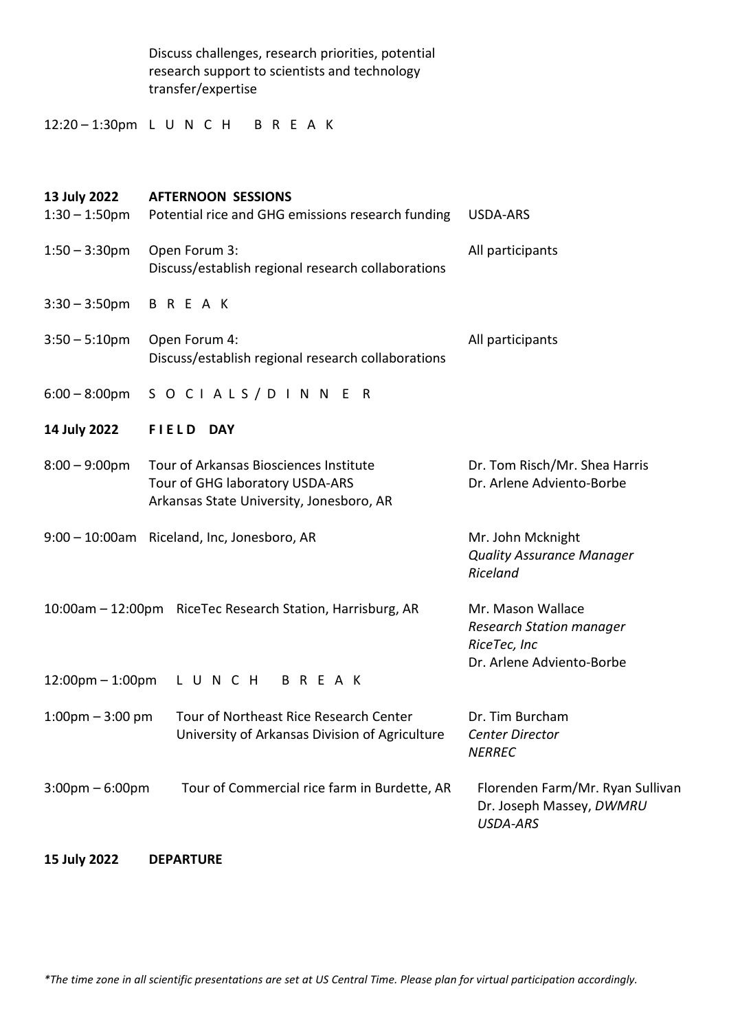Discuss challenges, research priorities, potential research support to scientists and technology transfer/expertise

| | | |
|---|---|---|
| 12:20 – 1:30pm | L U N C H  B R E A K | |
| **13 July 2022** | **AFTERNOON SESSIONS** | |
| 1:30 – 1:50pm | Potential rice and GHG emissions research funding | USDA-ARS |
| 1:50 – 3:30pm | Open Forum 3:<br>Discuss/establish regional research collaborations | All participants |
| 3:30 – 3:50pm | B R E A K | |
| 3:50 – 5:10pm | Open Forum 4:<br>Discuss/establish regional research collaborations | All participants |
| 6:00 – 8:00pm | S O C I A L S / D I N N E R | |
| **14 July 2022** | **F I E L D  DAY** | |
| 8:00 – 9:00pm | Tour of Arkansas Biosciences Institute<br>Tour of GHG laboratory USDA-ARS<br>Arkansas State University, Jonesboro, AR | Dr. Tom Risch/Mr. Shea Harris<br>Dr. Arlene Adviento-Borbe |
| 9:00 – 10:00am | Riceland, Inc, Jonesboro, AR | Mr. John Mcknight<br>*Quality Assurance Manager*<br>*Riceland* |
| 10:00am – 12:00pm | RiceTec Research Station, Harrisburg, AR | Mr. Mason Wallace<br>*Research Station manager*<br>*RiceTec, Inc*<br>Dr. Arlene Adviento-Borbe |
| 12:00pm – 1:00pm | L U N C H  B R E A K | |
| 1:00pm – 3:00 pm | Tour of Northeast Rice Research Center<br>University of Arkansas Division of Agriculture | Dr. Tim Burcham<br>*Center Director*<br>*NERREC* |
| 3:00pm – 6:00pm | Tour of Commercial rice farm in Burdette, AR | Florenden Farm/Mr. Ryan Sullivan<br>Dr. Joseph Massey, *DWMRU*<br>*USDA-ARS* |
| **15 July 2022** | **DEPARTURE** | |

*\*The time zone in all scientific presentations are set at US Central Time. Please plan for virtual participation accordingly.*